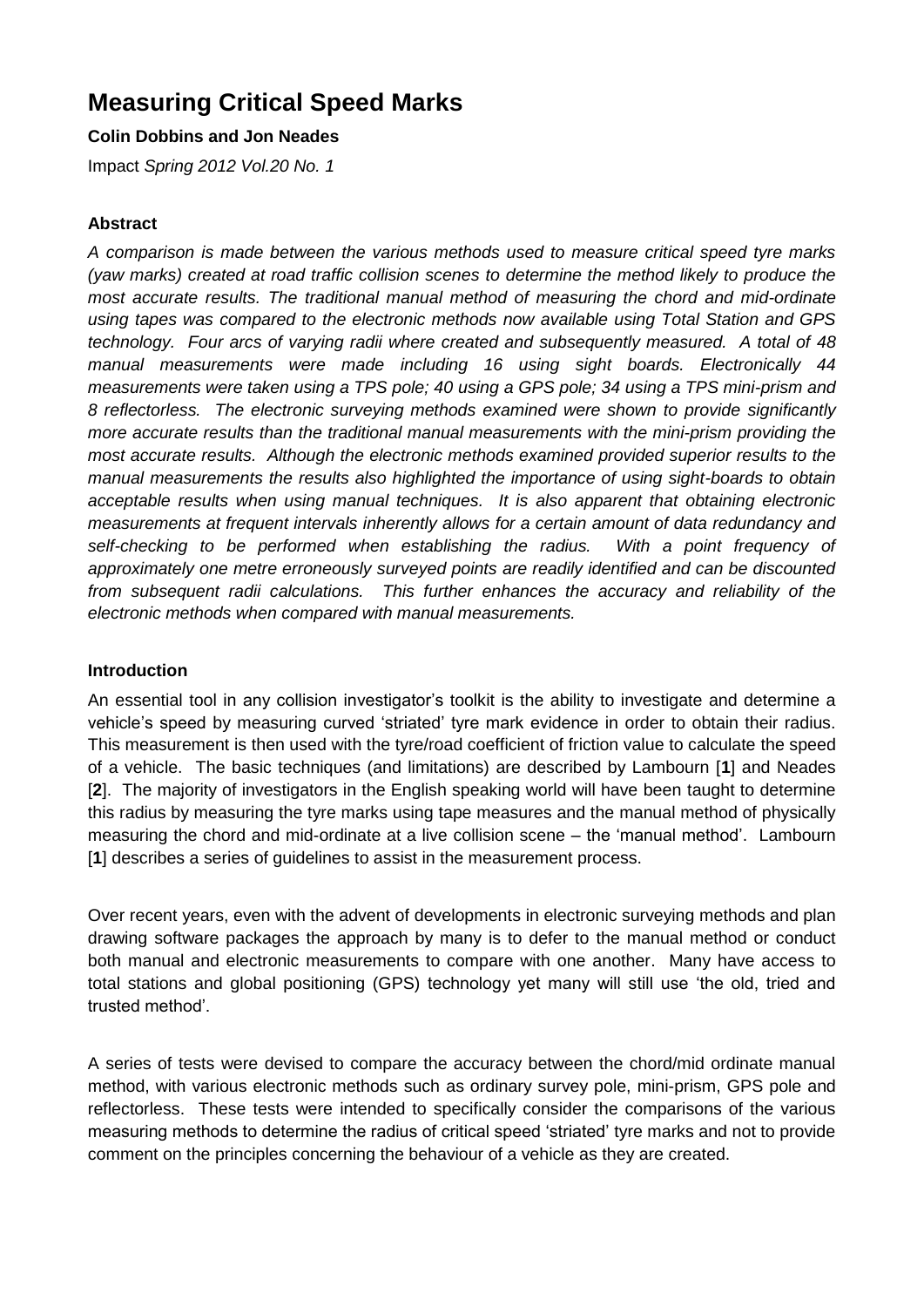# Measuring Critical Speed Marks

**Colin Dobbins and Jon Neades**

Impact *Spring 2012 Vol.20 No. 1*

### Abstract

*A comparison is made between the various methods used to measure critical speed tyre marks (yaw marks) created at road traffic collision scenes to determine the method likely to produce the most accurate results. The traditional manual method of measuring the chord and mid-ordinate using tapes was compared to the electronic methods now available using Total Station and GPS technology. Four arcs of varying radii where created and subsequently measured. A total of 48 manual measurements were made including 16 using sight boards. Electronically 44 measurements were taken using a TPS pole; 40 using a GPS pole; 34 using a TPS mini-prism and 8 reflectorless. The electronic surveying methods examined were shown to provide significantly more accurate results than the traditional manual measurements with the mini-prism providing the most accurate results. Although the electronic methods examined provided superior results to the manual measurements the results also highlighted the importance of using sight-boards to obtain acceptable results when using manual techniques. It is also apparent that obtaining electronic measurements at frequent intervals inherently allows for a certain amount of data redundancy and self-checking to be performed when establishing the radius. With a point frequency of approximately one metre erroneously surveyed points are readily identified and can be discounted from subsequent radii calculations. This further enhances the accuracy and reliability of the electronic methods when compared with manual measurements.*

### Introduction

An essential tool in any collision investigator's toolkit is the ability to investigate and determine a vehicle's speed by measuring curved 'striated' tyre mark evidence in order to obtain their radius. This measurement is then used with the tyre/road coefficient of friction value to calculate the speed of a vehicle. The basic techniques (and limitations) are described by Lambourn [**1**] and Neades [**2**]. The majority of investigators in the English speaking world will have been taught to determine this radius by measuring the tyre marks using tape measures and the manual method of physically measuring the chord and mid-ordinate at a live collision scene – the 'manual method'. Lambourn [**1**] describes a series of guidelines to assist in the measurement process.

Over recent years, even with the advent of developments in electronic surveying methods and plan drawing software packages the approach by many is to defer to the manual method or conduct both manual and electronic measurements to compare with one another. Many have access to total stations and global positioning (GPS) technology yet many will still use 'the old, tried and trusted method'.

A series of tests were devised to compare the accuracy between the chord/mid ordinate manual method, with various electronic methods such as ordinary survey pole, mini-prism, GPS pole and reflectorless. These tests were intended to specifically consider the comparisons of the various measuring methods to determine the radius of critical speed 'striated' tyre marks and not to provide comment on the principles concerning the behaviour of a vehicle as they are created.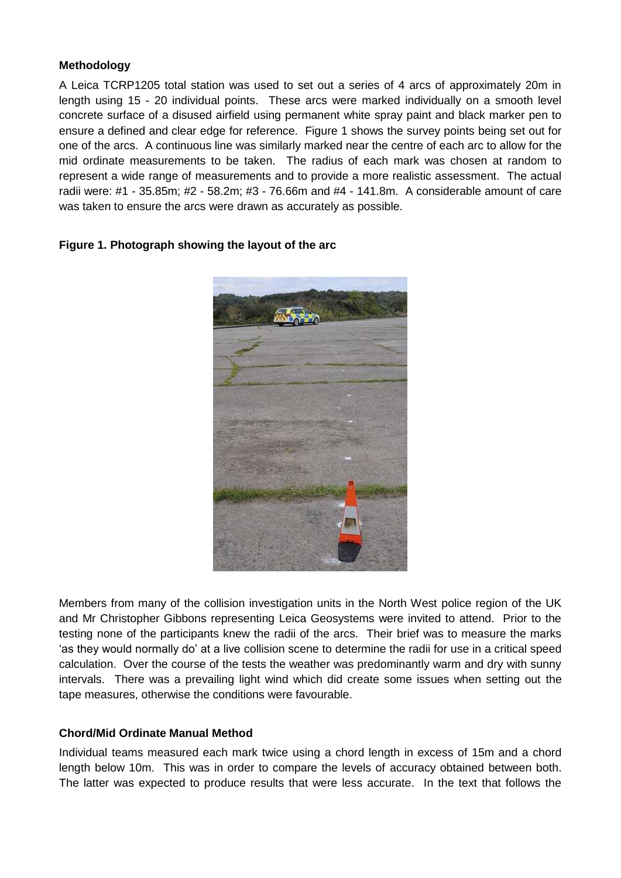**Methodology**

A Leica TCRP1205 total station was used to set out a series of 4 arcs of approximately 20m in length using 15 - 20 individual points. These arcs were marked individually on a smooth level concrete surface of a disused airfield using permanent white spray paint and black marker pen to ensure a defined and clear edge for reference. Figure 1 shows the survey points being set out for one of the arcs. A continuous line was similarly marked near the centre of each arc to allow for the mid ordinate measurements to be taken. The radius of each mark was chosen at random to represent a wide range of measurements and to provide a more realistic assessment. The actual radii were: #1 - 35.85m; #2 - 58.2m; #3 - 76.66m and #4 - 141.8m. A considerable amount of care was taken to ensure the arcs were drawn as accurately as possible.

**Figure 1. Photograph showing the layout of the arc**

Members from many of the collision investigation units in the North West police region of the UK and Mr Christopher Gibbons representing Leica Geosystems were invited to attend. Prior to the testing none of the participants knew the radii of the arcs. Their brief was to measure the marks 'as they would normally do' at a live collision scene to determine the radii for use in a critical speed calculation. Over the course of the tests the weather was predominantly warm and dry with sunny intervals. There was a prevailing light wind which did create some issues when setting out the tape measures, otherwise the conditions were favourable.

**Chord/Mid Ordinate Manual Method**

Individual teams measured each mark twice using a chord length in excess of 15m and a chord length below 10m. This was in order to compare the levels of accuracy obtained between both. The latter was expected to produce results that were less accurate. In the text that follows the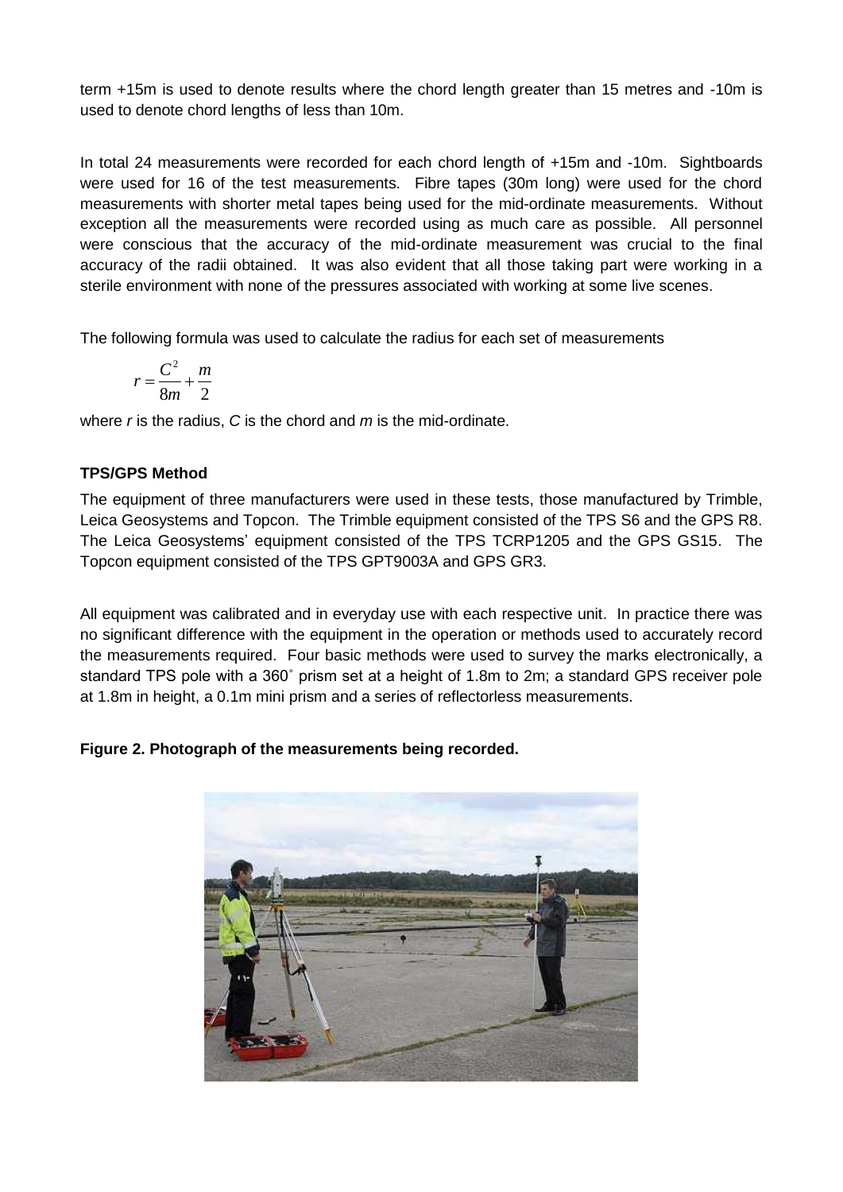term +15m is used to denote results where the chord length greater than 15 metres and -10m is used to denote chord lengths of less than 10m.

In total 24 measurements were recorded for each chord length of +15m and -10m. Sightboards were used for 16 of the test measurements. Fibre tapes (30m long) were used for the chord measurements with shorter metal tapes being used for the mid-ordinate measurements. Without exception all the measurements were recorded using as much care as possible. All personnel were conscious that the accuracy of the mid-ordinate measurement was crucial to the final accuracy of the radii obtained. It was also evident that all those taking part were working in a sterile environment with none of the pressures associated with working at some live scenes.

The following formula was used to calculate the radius for each set of measurements

$$r = \frac{C^2}{8m} + \frac{m}{2}$$

where *r* is the radius, *C* is the chord and *m* is the mid-ordinate.

**TPS/GPS Method**

The equipment of three manufacturers were used in these tests, those manufactured by Trimble, Leica Geosystems and Topcon. The Trimble equipment consisted of the TPS S6 and the GPS R8. The Leica Geosystems' equipment consisted of the TPS TCRP1205 and the GPS GS15. The Topcon equipment consisted of the TPS GPT9003A and GPS GR3.

All equipment was calibrated and in everyday use with each respective unit. In practice there was no significant difference with the equipment in the operation or methods used to accurately record the measurements required. Four basic methods were used to survey the marks electronically, a standard TPS pole with a 360˚ prism set at a height of 1.8m to 2m; a standard GPS receiver pole at 1.8m in height, a 0.1m mini prism and a series of reflectorless measurements.

**Figure 2. Photograph of the measurements being recorded.**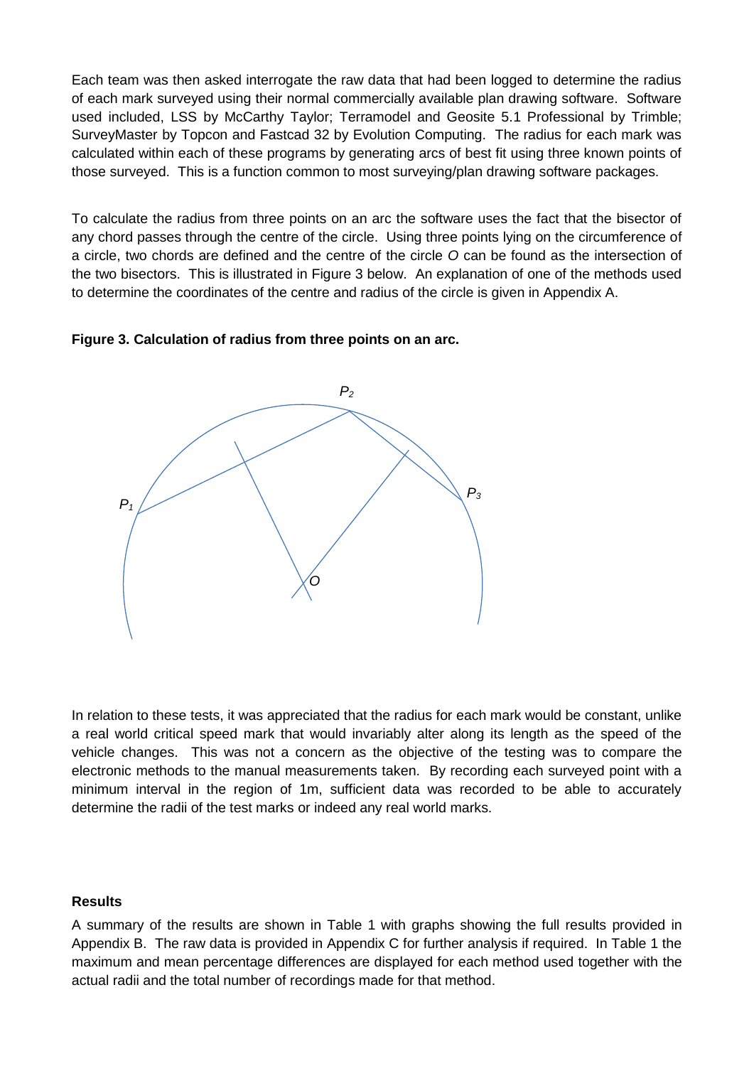Each team was then asked interrogate the raw data that had been logged to determine the radius of each mark surveyed using their normal commercially available plan drawing software. Software used included, LSS by McCarthy Taylor; Terramodel and Geosite 5.1 Professional by Trimble; SurveyMaster by Topcon and Fastcad 32 by Evolution Computing. The radius for each mark was calculated within each of these programs by generating arcs of best fit using three known points of those surveyed. This is a function common to most surveying/plan drawing software packages.

To calculate the radius from three points on an arc the software uses the fact that the bisector of any chord passes through the centre of the circle. Using three points lying on the circumference of a circle, two chords are defined and the centre of the circle $O$ can be found as the intersection of the two bisectors. This is illustrated in Figure 3 below. An explanation of one of the methods used to determine the coordinates of the centre and radius of the circle is given in Appendix A.

**Figure 3. Calculation of radius from three points on an arc.**

In relation to these tests, it was appreciated that the radius for each mark would be constant, unlike a real world critical speed mark that would invariably alter along its length as the speed of the vehicle changes. This was not a concern as the objective of the testing was to compare the electronic methods to the manual measurements taken. By recording each surveyed point with a minimum interval in the region of 1m, sufficient data was recorded to be able to accurately determine the radii of the test marks or indeed any real world marks.

### Results

A summary of the results are shown in Table 1 with graphs showing the full results provided in Appendix B. The raw data is provided in Appendix C for further analysis if required. In Table 1 the maximum and mean percentage differences are displayed for each method used together with the actual radii and the total number of recordings made for that method.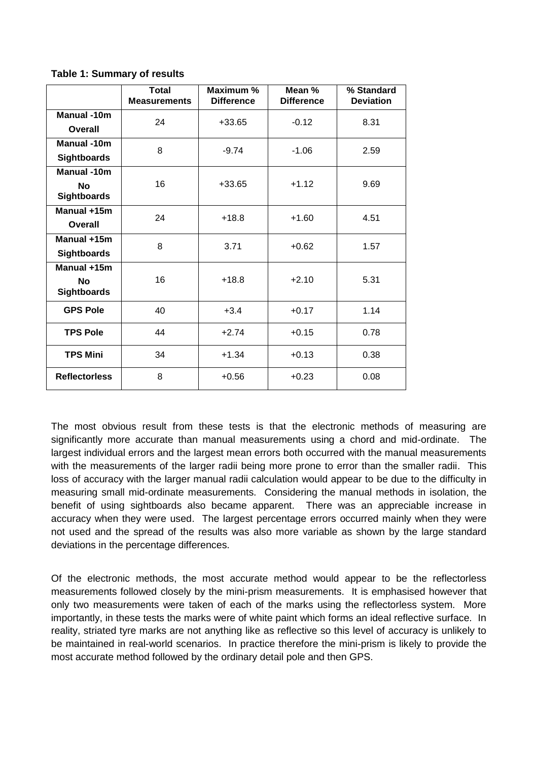**Table 1: Summary of results**

| | Total Measurements | Maximum % Difference | Mean % Difference | % Standard Deviation |
|---|---|---|---|---|
| **Manual -10m Overall** | 24 | +33.65 | -0.12 | 8.31 |
| **Manual -10m Sightboards** | 8 | -9.74 | -1.06 | 2.59 |
| **Manual -10m No Sightboards** | 16 | +33.65 | +1.12 | 9.69 |
| **Manual +15m Overall** | 24 | +18.8 | +1.60 | 4.51 |
| **Manual +15m Sightboards** | 8 | 3.71 | +0.62 | 1.57 |
| **Manual +15m No Sightboards** | 16 | +18.8 | +2.10 | 5.31 |
| **GPS Pole** | 40 | +3.4 | +0.17 | 1.14 |
| **TPS Pole** | 44 | +2.74 | +0.15 | 0.78 |
| **TPS Mini** | 34 | +1.34 | +0.13 | 0.38 |
| **Reflectorless** | 8 | +0.56 | +0.23 | 0.08 |

The most obvious result from these tests is that the electronic methods of measuring are significantly more accurate than manual measurements using a chord and mid-ordinate. The largest individual errors and the largest mean errors both occurred with the manual measurements with the measurements of the larger radii being more prone to error than the smaller radii. This loss of accuracy with the larger manual radii calculation would appear to be due to the difficulty in measuring small mid-ordinate measurements. Considering the manual methods in isolation, the benefit of using sightboards also became apparent. There was an appreciable increase in accuracy when they were used. The largest percentage errors occurred mainly when they were not used and the spread of the results was also more variable as shown by the large standard deviations in the percentage differences.

Of the electronic methods, the most accurate method would appear to be the reflectorless measurements followed closely by the mini-prism measurements. It is emphasised however that only two measurements were taken of each of the marks using the reflectorless system. More importantly, in these tests the marks were of white paint which forms an ideal reflective surface. In reality, striated tyre marks are not anything like as reflective so this level of accuracy is unlikely to be maintained in real-world scenarios. In practice therefore the mini-prism is likely to provide the most accurate method followed by the ordinary detail pole and then GPS.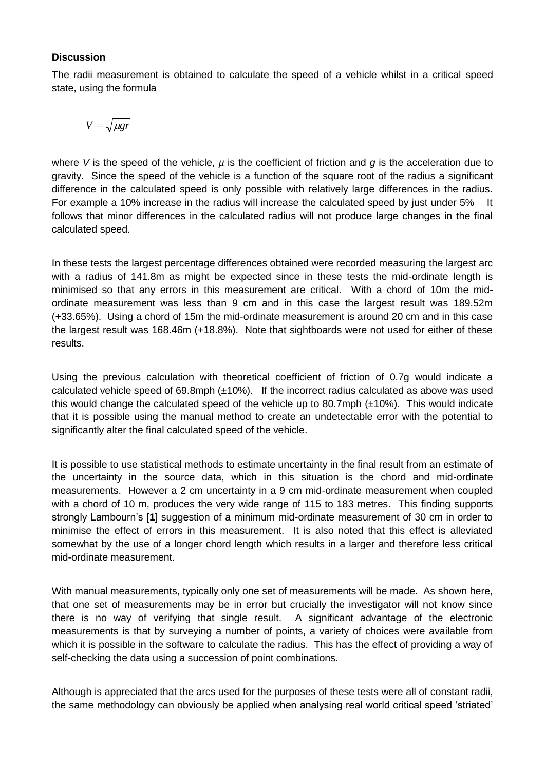### Discussion

The radii measurement is obtained to calculate the speed of a vehicle whilst in a critical speed state, using the formula

$$V = \sqrt{\mu g r}$$

where $V$ is the speed of the vehicle, $\mu$ is the coefficient of friction and $g$ is the acceleration due to gravity. Since the speed of the vehicle is a function of the square root of the radius a significant difference in the calculated speed is only possible with relatively large differences in the radius. For example a 10% increase in the radius will increase the calculated speed by just under 5% It follows that minor differences in the calculated radius will not produce large changes in the final calculated speed.

In these tests the largest percentage differences obtained were recorded measuring the largest arc with a radius of 141.8m as might be expected since in these tests the mid-ordinate length is minimised so that any errors in this measurement are critical. With a chord of 10m the mid-ordinate measurement was less than 9 cm and in this case the largest result was 189.52m (+33.65%). Using a chord of 15m the mid-ordinate measurement is around 20 cm and in this case the largest result was 168.46m (+18.8%). Note that sightboards were not used for either of these results.

Using the previous calculation with theoretical coefficient of friction of 0.7g would indicate a calculated vehicle speed of 69.8mph (±10%). If the incorrect radius calculated as above was used this would change the calculated speed of the vehicle up to 80.7mph (±10%). This would indicate that it is possible using the manual method to create an undetectable error with the potential to significantly alter the final calculated speed of the vehicle.

It is possible to use statistical methods to estimate uncertainty in the final result from an estimate of the uncertainty in the source data, which in this situation is the chord and mid-ordinate measurements. However a 2 cm uncertainty in a 9 cm mid-ordinate measurement when coupled with a chord of 10 m, produces the very wide range of 115 to 183 metres. This finding supports strongly Lambourn's [**1**] suggestion of a minimum mid-ordinate measurement of 30 cm in order to minimise the effect of errors in this measurement. It is also noted that this effect is alleviated somewhat by the use of a longer chord length which results in a larger and therefore less critical mid-ordinate measurement.

With manual measurements, typically only one set of measurements will be made. As shown here, that one set of measurements may be in error but crucially the investigator will not know since there is no way of verifying that single result. A significant advantage of the electronic measurements is that by surveying a number of points, a variety of choices were available from which it is possible in the software to calculate the radius. This has the effect of providing a way of self-checking the data using a succession of point combinations.

Although is appreciated that the arcs used for the purposes of these tests were all of constant radii, the same methodology can obviously be applied when analysing real world critical speed 'striated'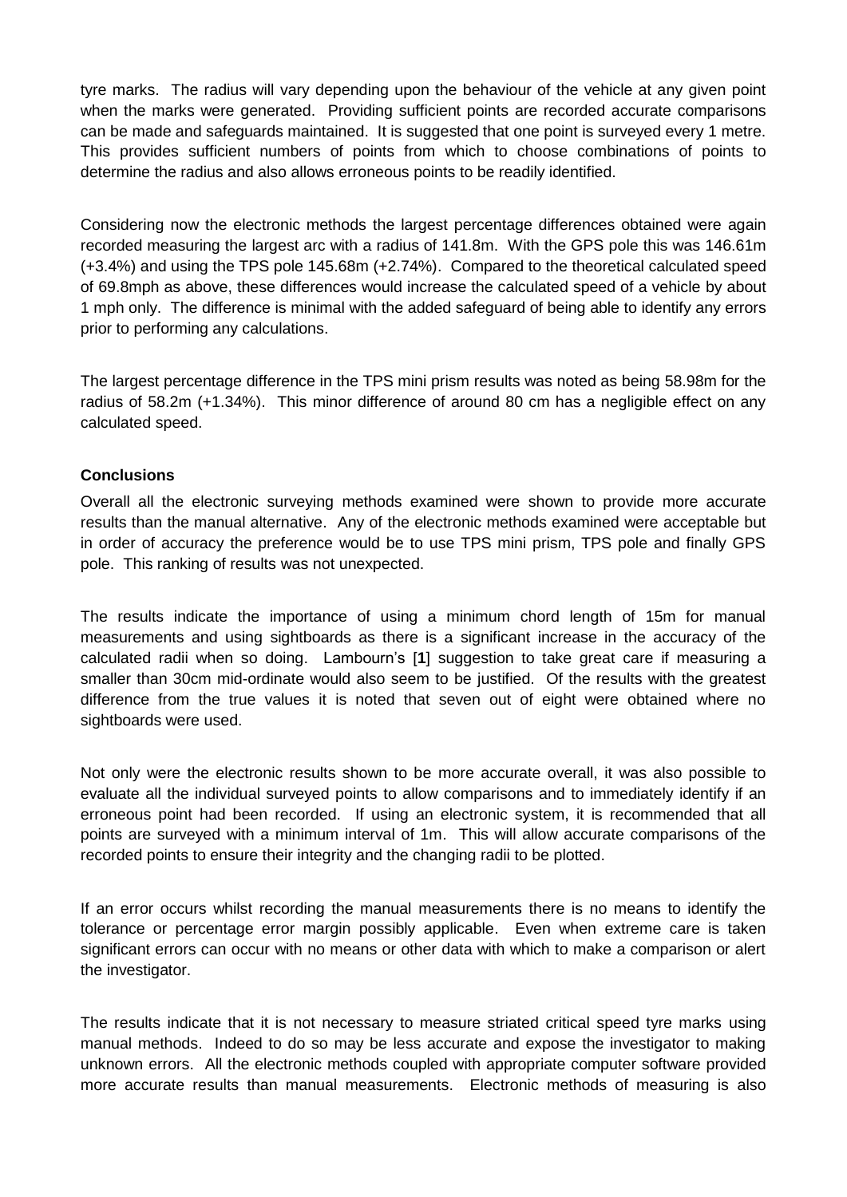tyre marks. The radius will vary depending upon the behaviour of the vehicle at any given point when the marks were generated. Providing sufficient points are recorded accurate comparisons can be made and safeguards maintained. It is suggested that one point is surveyed every 1 metre. This provides sufficient numbers of points from which to choose combinations of points to determine the radius and also allows erroneous points to be readily identified.

Considering now the electronic methods the largest percentage differences obtained were again recorded measuring the largest arc with a radius of 141.8m. With the GPS pole this was 146.61m (+3.4%) and using the TPS pole 145.68m (+2.74%). Compared to the theoretical calculated speed of 69.8mph as above, these differences would increase the calculated speed of a vehicle by about 1 mph only. The difference is minimal with the added safeguard of being able to identify any errors prior to performing any calculations.

The largest percentage difference in the TPS mini prism results was noted as being 58.98m for the radius of 58.2m (+1.34%). This minor difference of around 80 cm has a negligible effect on any calculated speed.

**Conclusions**

Overall all the electronic surveying methods examined were shown to provide more accurate results than the manual alternative. Any of the electronic methods examined were acceptable but in order of accuracy the preference would be to use TPS mini prism, TPS pole and finally GPS pole. This ranking of results was not unexpected.

The results indicate the importance of using a minimum chord length of 15m for manual measurements and using sightboards as there is a significant increase in the accuracy of the calculated radii when so doing. Lambourn's [**1**] suggestion to take great care if measuring a smaller than 30cm mid-ordinate would also seem to be justified. Of the results with the greatest difference from the true values it is noted that seven out of eight were obtained where no sightboards were used.

Not only were the electronic results shown to be more accurate overall, it was also possible to evaluate all the individual surveyed points to allow comparisons and to immediately identify if an erroneous point had been recorded. If using an electronic system, it is recommended that all points are surveyed with a minimum interval of 1m. This will allow accurate comparisons of the recorded points to ensure their integrity and the changing radii to be plotted.

If an error occurs whilst recording the manual measurements there is no means to identify the tolerance or percentage error margin possibly applicable. Even when extreme care is taken significant errors can occur with no means or other data with which to make a comparison or alert the investigator.

The results indicate that it is not necessary to measure striated critical speed tyre marks using manual methods. Indeed to do so may be less accurate and expose the investigator to making unknown errors. All the electronic methods coupled with appropriate computer software provided more accurate results than manual measurements. Electronic methods of measuring is also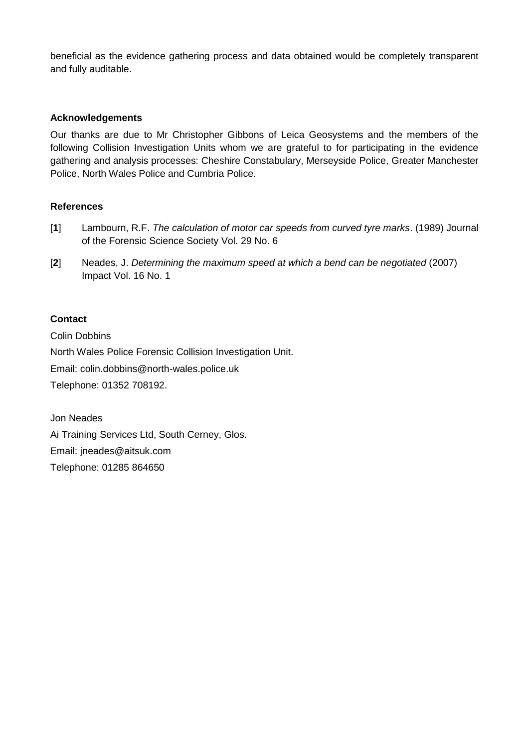beneficial as the evidence gathering process and data obtained would be completely transparent and fully auditable.

### Acknowledgements

Our thanks are due to Mr Christopher Gibbons of Leica Geosystems and the members of the following Collision Investigation Units whom we are grateful to for participating in the evidence gathering and analysis processes: Cheshire Constabulary, Merseyside Police, Greater Manchester Police, North Wales Police and Cumbria Police.

### References

[**1**] Lambourn, R.F. *The calculation of motor car speeds from curved tyre marks*. (1989) Journal of the Forensic Science Society Vol. 29 No. 6

[**2**] Neades, J. *Determining the maximum speed at which a bend can be negotiated* (2007) Impact Vol. 16 No. 1

### Contact

Colin Dobbins
North Wales Police Forensic Collision Investigation Unit.
Email: colin.dobbins@north-wales.police.uk
Telephone: 01352 708192.

Jon Neades
Ai Training Services Ltd, South Cerney, Glos.
Email: jneades@aitsuk.com
Telephone: 01285 864650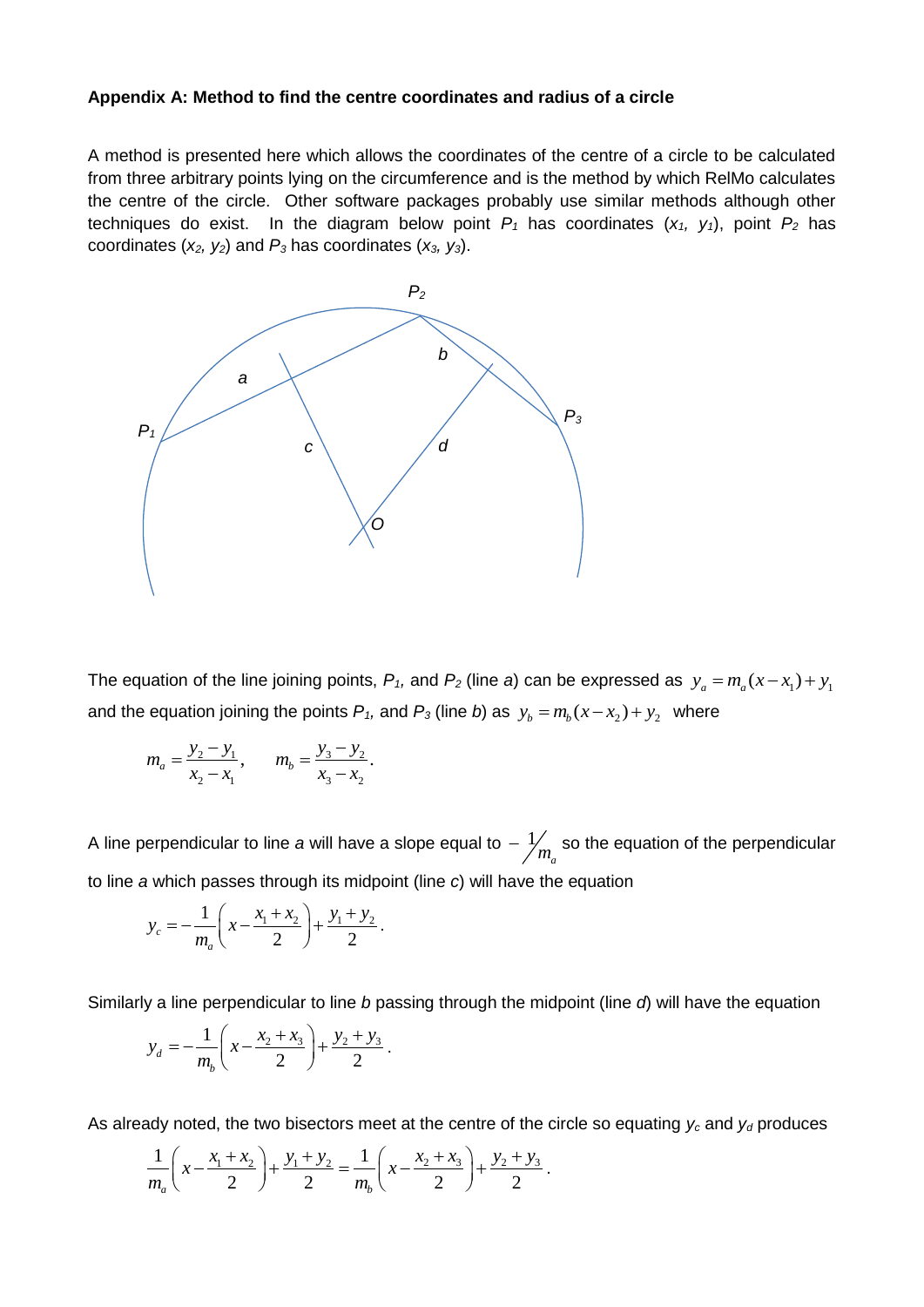**Appendix A: Method to find the centre coordinates and radius of a circle**

A method is presented here which allows the coordinates of the centre of a circle to be calculated from three arbitrary points lying on the circumference and is the method by which RelMo calculates the centre of the circle. Other software packages probably use similar methods although other techniques do exist. In the diagram below point $P_1$ has coordinates ($x_1$, $y_1$), point $P_2$ has coordinates ($x_2$, $y_2$) and $P_3$ has coordinates ($x_3$, $y_3$).

The equation of the line joining points, $P_1$, and $P_2$ (line *a*) can be expressed as $y_a = m_a(x - x_1) + y_1$ and the equation joining the points $P_1$, and $P_3$ (line *b*) as $y_b = m_b(x - x_2) + y_2$ where

$$m_a = \frac{y_2 - y_1}{x_2 - x_1}, \qquad m_b = \frac{y_3 - y_2}{x_3 - x_2}.$$

A line perpendicular to line *a* will have a slope equal to $-\,{}^{1}\!/_{m_a}$ so the equation of the perpendicular to line *a* which passes through its midpoint (line *c*) will have the equation

$$y_c = -\frac{1}{m_a}\left(x - \frac{x_1 + x_2}{2}\right) + \frac{y_1 + y_2}{2}.$$

Similarly a line perpendicular to line *b* passing through the midpoint (line *d*) will have the equation

$$y_d = -\frac{1}{m_b}\left(x - \frac{x_2 + x_3}{2}\right) + \frac{y_2 + y_3}{2}.$$

As already noted, the two bisectors meet at the centre of the circle so equating $y_c$ and $y_d$ produces

$$\frac{1}{m_a}\left(x - \frac{x_1 + x_2}{2}\right) + \frac{y_1 + y_2}{2} = \frac{1}{m_b}\left(x - \frac{x_2 + x_3}{2}\right) + \frac{y_2 + y_3}{2}.$$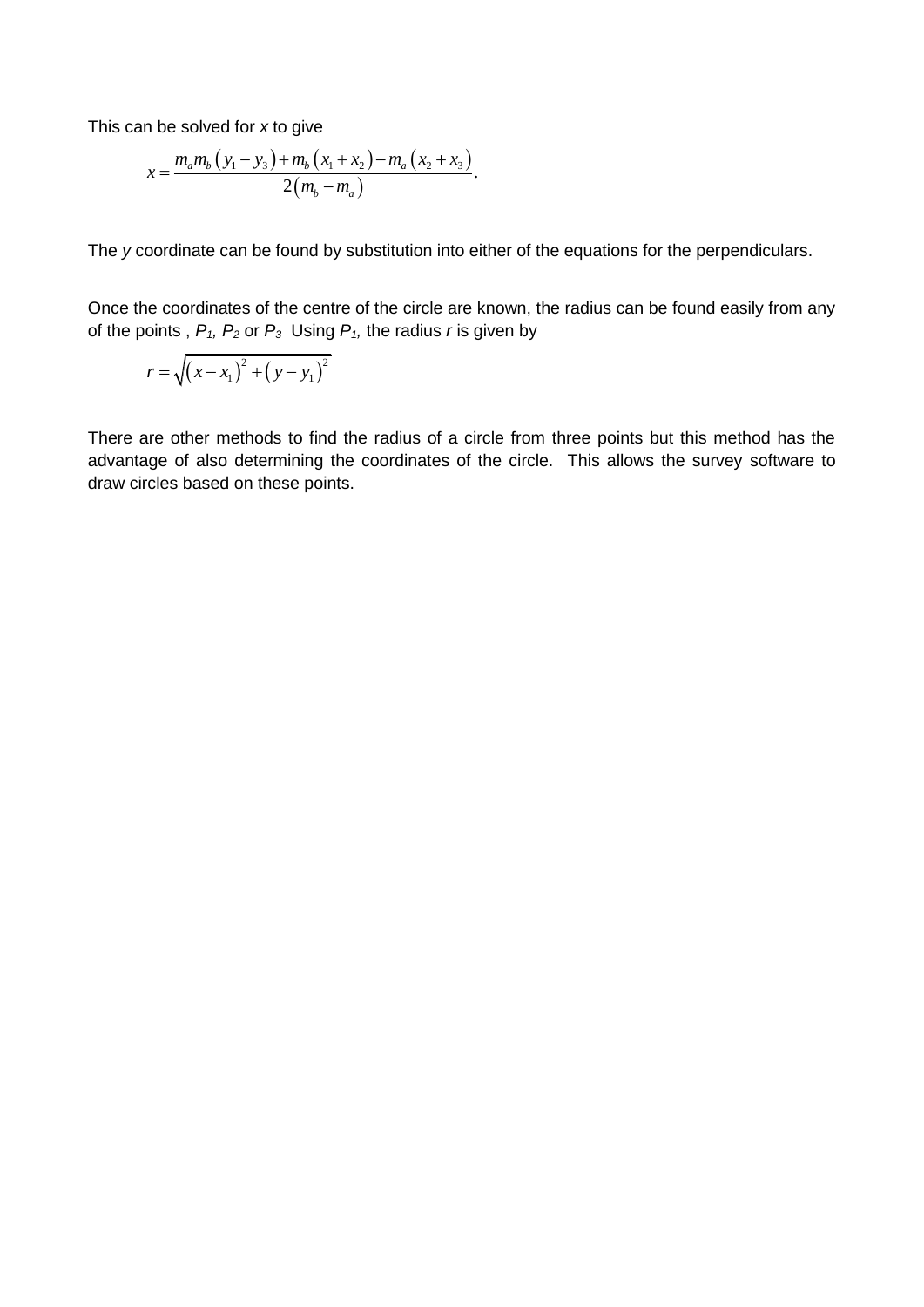This can be solved for $x$ to give

$$x = \frac{m_a m_b \left(y_1 - y_3\right) + m_b \left(x_1 + x_2\right) - m_a \left(x_2 + x_3\right)}{2\left(m_b - m_a\right)}.$$

The $y$ coordinate can be found by substitution into either of the equations for the perpendiculars.

Once the coordinates of the centre of the circle are known, the radius can be found easily from any of the points , $P_1$, $P_2$ or $P_3$ Using $P_1$, the radius $r$ is given by

$$r = \sqrt{\left(x - x_1\right)^2 + \left(y - y_1\right)^2}$$

There are other methods to find the radius of a circle from three points but this method has the advantage of also determining the coordinates of the circle. This allows the survey software to draw circles based on these points.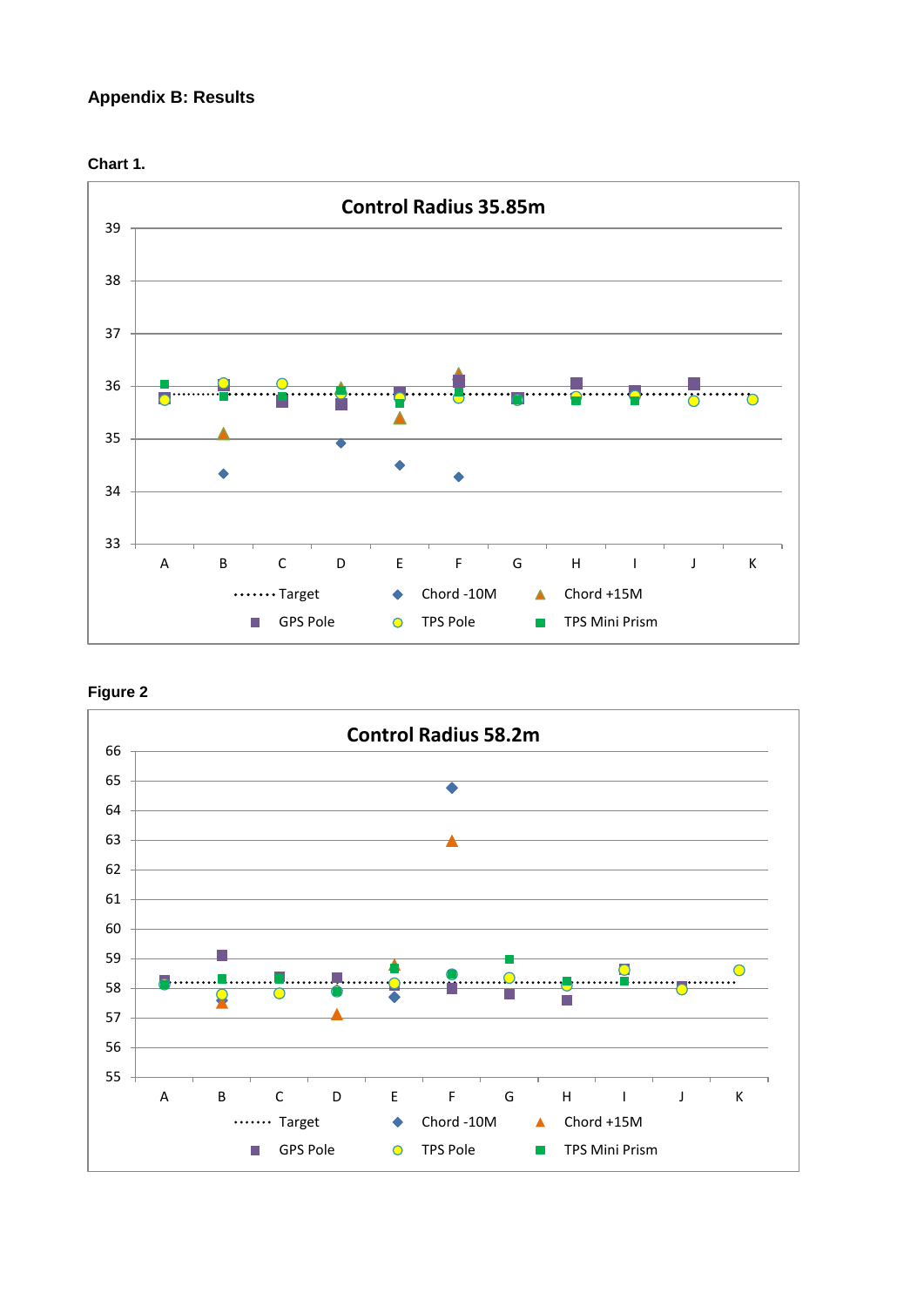# Appendix B: Results

**Chart 1.**

**Control Radius 35.85m**

Y-axis: 33–39. X-axis: A, B, C, D, E, F, G, H, I, J, K

Legend: Target, Chord -10M, Chord +15M, GPS Pole, TPS Pole, TPS Mini Prism

**Figure 2**

**Control Radius 58.2m**

Y-axis: 55–66. X-axis: A, B, C, D, E, F, G, H, I, J, K

Legend: Target, Chord -10M, Chord +15M, GPS Pole, TPS Pole, TPS Mini Prism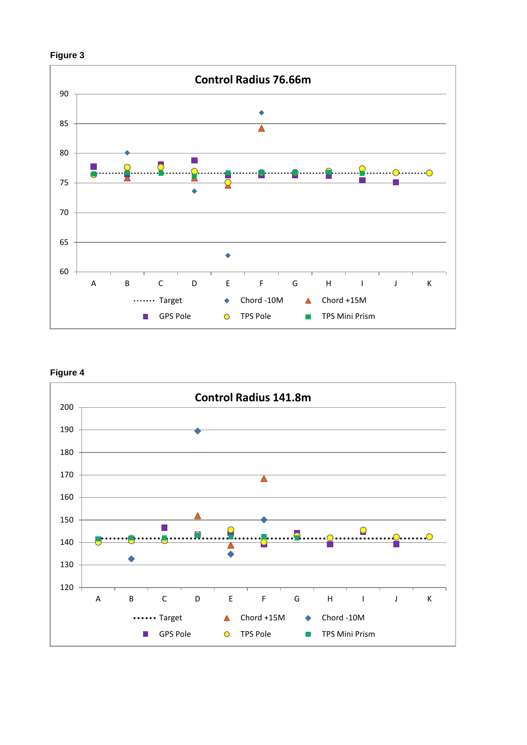**Figure 3**

**Control Radius 76.66m**

**Figure 4**

**Control Radius 141.8m**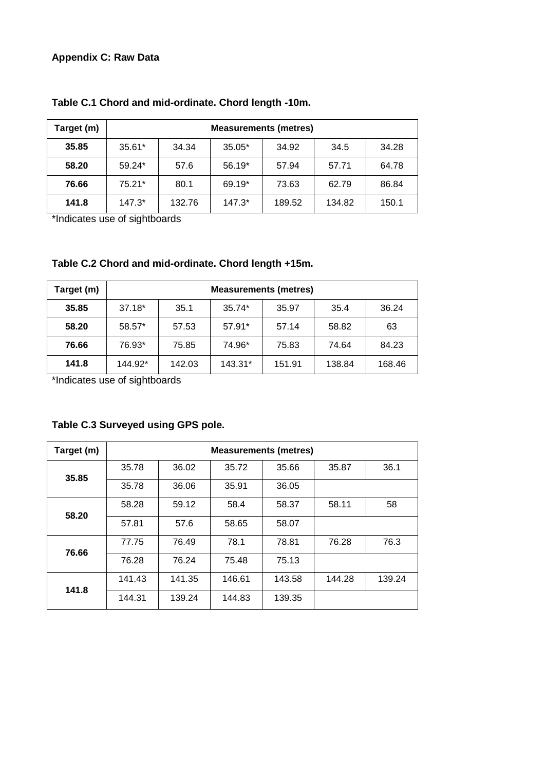**Appendix C: Raw Data**

**Table C.1 Chord and mid-ordinate. Chord length -10m.**

| Target (m) | Measurements (metres) | | | | | |
|---|---|---|---|---|---|---|
| **35.85** | 35.61* | 34.34 | 35.05* | 34.92 | 34.5 | 34.28 |
| **58.20** | 59.24* | 57.6 | 56.19* | 57.94 | 57.71 | 64.78 |
| **76.66** | 75.21* | 80.1 | 69.19* | 73.63 | 62.79 | 86.84 |
| **141.8** | 147.3* | 132.76 | 147.3* | 189.52 | 134.82 | 150.1 |

*Indicates use of sightboards

**Table C.2 Chord and mid-ordinate. Chord length +15m.**

| Target (m) | Measurements (metres) | | | | | |
|---|---|---|---|---|---|---|
| **35.85** | 37.18* | 35.1 | 35.74* | 35.97 | 35.4 | 36.24 |
| **58.20** | 58.57* | 57.53 | 57.91* | 57.14 | 58.82 | 63 |
| **76.66** | 76.93* | 75.85 | 74.96* | 75.83 | 74.64 | 84.23 |
| **141.8** | 144.92* | 142.03 | 143.31* | 151.91 | 138.84 | 168.46 |

*Indicates use of sightboards

**Table C.3 Surveyed using GPS pole.**

| Target (m) | Measurements (metres) | | | | | |
|---|---|---|---|---|---|---|
| **35.85** | 35.78 | 36.02 | 35.72 | 35.66 | 35.87 | 36.1 |
| | 35.78 | 36.06 | 35.91 | 36.05 | | |
| **58.20** | 58.28 | 59.12 | 58.4 | 58.37 | 58.11 | 58 |
| | 57.81 | 57.6 | 58.65 | 58.07 | | |
| **76.66** | 77.75 | 76.49 | 78.1 | 78.81 | 76.28 | 76.3 |
| | 76.28 | 76.24 | 75.48 | 75.13 | | |
| **141.8** | 141.43 | 141.35 | 146.61 | 143.58 | 144.28 | 139.24 |
| | 144.31 | 139.24 | 144.83 | 139.35 | | |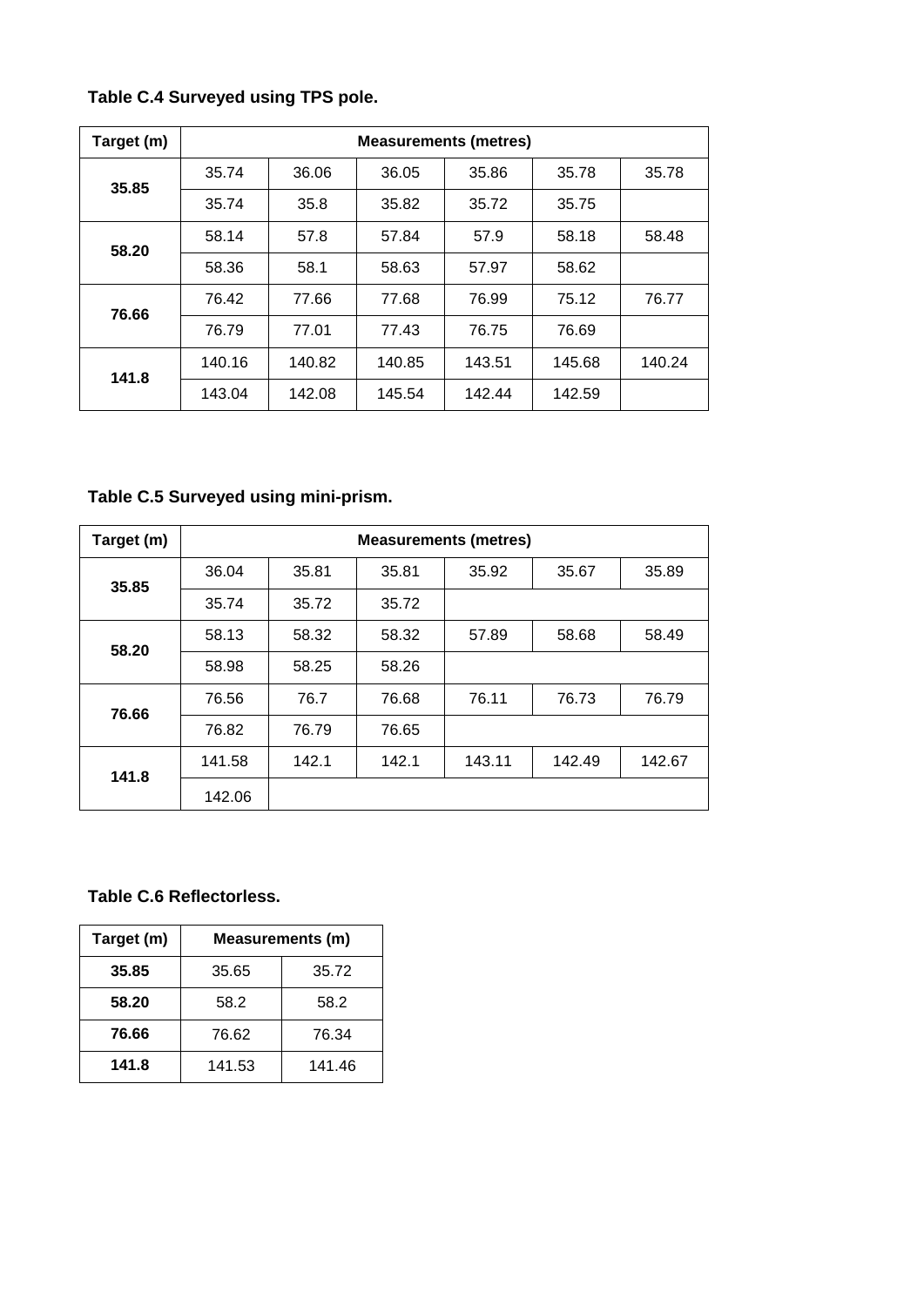**Table C.4 Surveyed using TPS pole.**

| Target (m) | Measurements (metres) | | | | | |
|---|---|---|---|---|---|---|
| **35.85** | 35.74 | 36.06 | 36.05 | 35.86 | 35.78 | 35.78 |
| | 35.74 | 35.8 | 35.82 | 35.72 | 35.75 | |
| **58.20** | 58.14 | 57.8 | 57.84 | 57.9 | 58.18 | 58.48 |
| | 58.36 | 58.1 | 58.63 | 57.97 | 58.62 | |
| **76.66** | 76.42 | 77.66 | 77.68 | 76.99 | 75.12 | 76.77 |
| | 76.79 | 77.01 | 77.43 | 76.75 | 76.69 | |
| **141.8** | 140.16 | 140.82 | 140.85 | 143.51 | 145.68 | 140.24 |
| | 143.04 | 142.08 | 145.54 | 142.44 | 142.59 | |

**Table C.5 Surveyed using mini-prism.**

| Target (m) | Measurements (metres) | | | | | |
|---|---|---|---|---|---|---|
| **35.85** | 36.04 | 35.81 | 35.81 | 35.92 | 35.67 | 35.89 |
| | 35.74 | 35.72 | 35.72 | | | |
| **58.20** | 58.13 | 58.32 | 58.32 | 57.89 | 58.68 | 58.49 |
| | 58.98 | 58.25 | 58.26 | | | |
| **76.66** | 76.56 | 76.7 | 76.68 | 76.11 | 76.73 | 76.79 |
| | 76.82 | 76.79 | 76.65 | | | |
| **141.8** | 141.58 | 142.1 | 142.1 | 143.11 | 142.49 | 142.67 |
| | 142.06 | | | | | |

**Table C.6 Reflectorless.**

| Target (m) | Measurements (m) | |
|---|---|---|
| **35.85** | 35.65 | 35.72 |
| **58.20** | 58.2 | 58.2 |
| **76.66** | 76.62 | 76.34 |
| **141.8** | 141.53 | 141.46 |